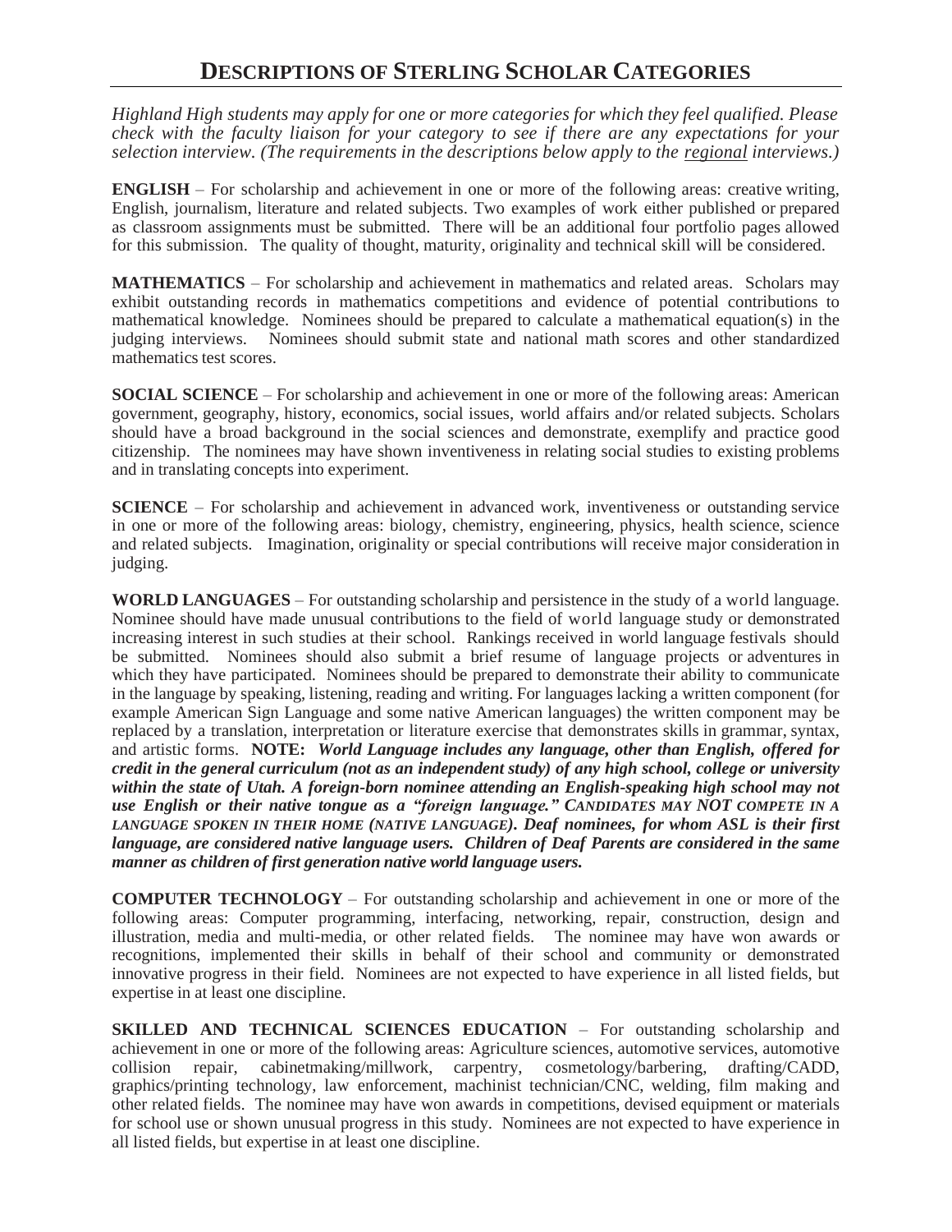# DESCRIPTIONS OF STERLING SCHOLAR CATEGORIES

*Highland High students may apply for one or more categories for which they feel qualified. Please check with the faculty liaison for your category to see if there are any expectations for your selection interview. (The requirements in the descriptions below apply to the regional interviews.)*

**ENGLISH** – For scholarship and achievement in one or more of the following areas: creative writing, English, journalism, literature and related subjects. Two examples of work either published or prepared as classroom assignments must be submitted. There will be an additional four portfolio pages allowed for this submission. The quality of thought, maturity, originality and technical skill will be considered.

**MATHEMATICS** – For scholarship and achievement in mathematics and related areas. Scholars may exhibit outstanding records in mathematics competitions and evidence of potential contributions to mathematical knowledge. Nominees should be prepared to calculate a mathematical equation(s) in the judging interviews. Nominees should submit state and national math scores and other standardized mathematics test scores.

**SOCIAL SCIENCE** – For scholarship and achievement in one or more of the following areas: American government, geography, history, economics, social issues, world affairs and/or related subjects. Scholars should have a broad background in the social sciences and demonstrate, exemplify and practice good citizenship. The nominees may have shown inventiveness in relating social studies to existing problems and in translating concepts into experiment.

**SCIENCE** – For scholarship and achievement in advanced work, inventiveness or outstanding service in one or more of the following areas: biology, chemistry, engineering, physics, health science, science and related subjects. Imagination, originality or special contributions will receive major consideration in judging.

**WORLD LANGUAGES** – For outstanding scholarship and persistence in the study of a world language. Nominee should have made unusual contributions to the field of world language study or demonstrated increasing interest in such studies at their school. Rankings received in world language festivals should be submitted. Nominees should also submit a brief resume of language projects or adventures in which they have participated. Nominees should be prepared to demonstrate their ability to communicate in the language by speaking, listening, reading and writing. For languages lacking a written component (for example American Sign Language and some native American languages) the written component may be replaced by a translation, interpretation or literature exercise that demonstrates skills in grammar, syntax, and artistic forms. **NOTE:** ***World Language includes any language, other than English, offered for credit in the general curriculum (not as an independent study) of any high school, college or university within the state of Utah. A foreign-born nominee attending an English-speaking high school may not use English or their native tongue as a "foreign language." CANDIDATES MAY NOT COMPETE IN A LANGUAGE SPOKEN IN THEIR HOME (NATIVE LANGUAGE). Deaf nominees, for whom ASL is their first language, are considered native language users. Children of Deaf Parents are considered in the same manner as children of first generation native world language users.***

**COMPUTER TECHNOLOGY** – For outstanding scholarship and achievement in one or more of the following areas: Computer programming, interfacing, networking, repair, construction, design and illustration, media and multi-media, or other related fields. The nominee may have won awards or recognitions, implemented their skills in behalf of their school and community or demonstrated innovative progress in their field. Nominees are not expected to have experience in all listed fields, but expertise in at least one discipline.

**SKILLED AND TECHNICAL SCIENCES EDUCATION** – For outstanding scholarship and achievement in one or more of the following areas: Agriculture sciences, automotive services, automotive collision repair, cabinetmaking/millwork, carpentry, cosmetology/barbering, drafting/CADD, graphics/printing technology, law enforcement, machinist technician/CNC, welding, film making and other related fields. The nominee may have won awards in competitions, devised equipment or materials for school use or shown unusual progress in this study. Nominees are not expected to have experience in all listed fields, but expertise in at least one discipline.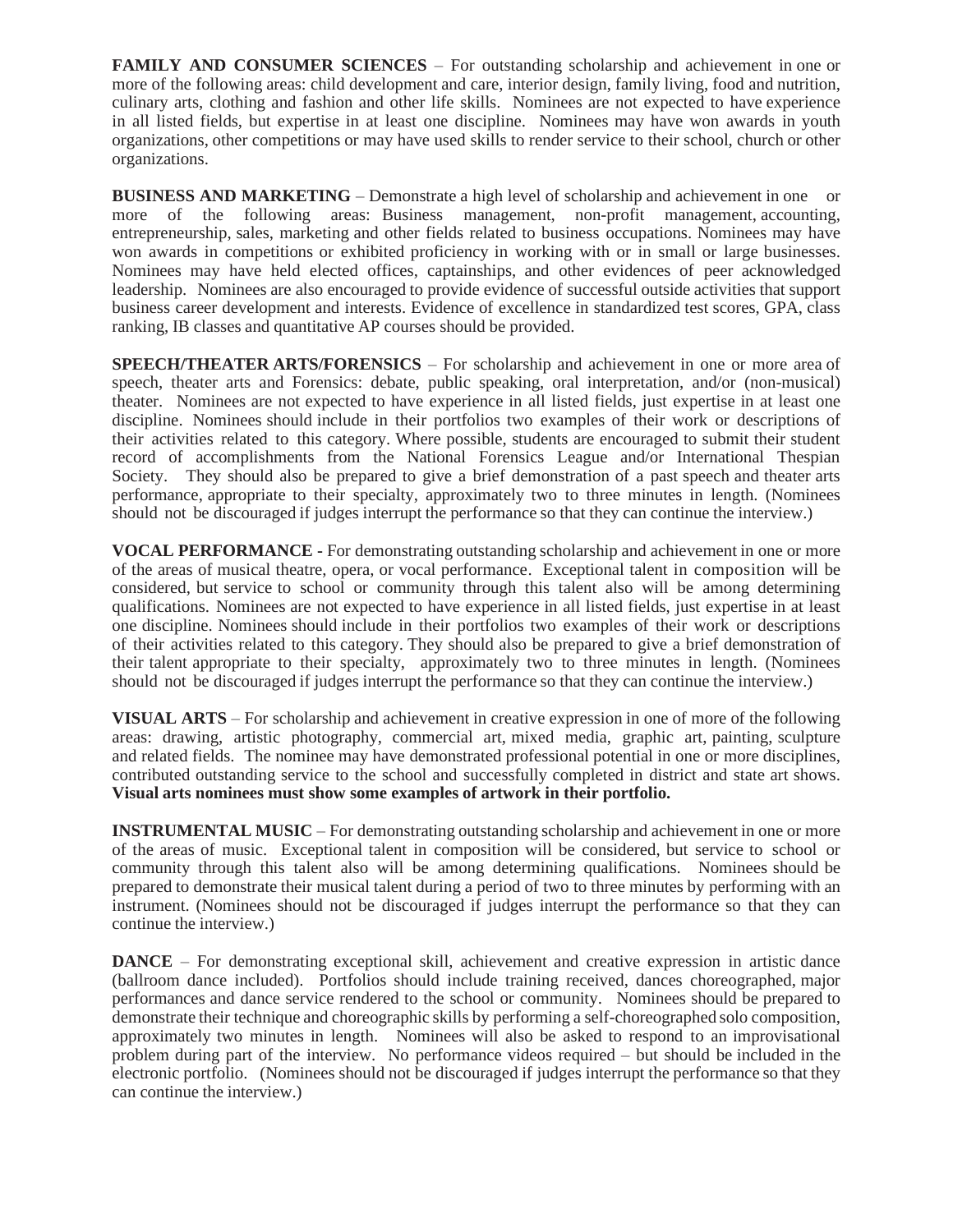**FAMILY AND CONSUMER SCIENCES** – For outstanding scholarship and achievement in one or more of the following areas: child development and care, interior design, family living, food and nutrition, culinary arts, clothing and fashion and other life skills. Nominees are not expected to have experience in all listed fields, but expertise in at least one discipline. Nominees may have won awards in youth organizations, other competitions or may have used skills to render service to their school, church or other organizations.

**BUSINESS AND MARKETING** – Demonstrate a high level of scholarship and achievement in one or more of the following areas: Business management, non-profit management, accounting, entrepreneurship, sales, marketing and other fields related to business occupations. Nominees may have won awards in competitions or exhibited proficiency in working with or in small or large businesses. Nominees may have held elected offices, captainships, and other evidences of peer acknowledged leadership. Nominees are also encouraged to provide evidence of successful outside activities that support business career development and interests. Evidence of excellence in standardized test scores, GPA, class ranking, IB classes and quantitative AP courses should be provided.

**SPEECH/THEATER ARTS/FORENSICS** – For scholarship and achievement in one or more area of speech, theater arts and Forensics: debate, public speaking, oral interpretation, and/or (non-musical) theater. Nominees are not expected to have experience in all listed fields, just expertise in at least one discipline. Nominees should include in their portfolios two examples of their work or descriptions of their activities related to this category. Where possible, students are encouraged to submit their student record of accomplishments from the National Forensics League and/or International Thespian Society. They should also be prepared to give a brief demonstration of a past speech and theater arts performance, appropriate to their specialty, approximately two to three minutes in length. (Nominees should not be discouraged if judges interrupt the performance so that they can continue the interview.)

**VOCAL PERFORMANCE -** For demonstrating outstanding scholarship and achievement in one or more of the areas of musical theatre, opera, or vocal performance. Exceptional talent in composition will be considered, but service to school or community through this talent also will be among determining qualifications. Nominees are not expected to have experience in all listed fields, just expertise in at least one discipline. Nominees should include in their portfolios two examples of their work or descriptions of their activities related to this category. They should also be prepared to give a brief demonstration of their talent appropriate to their specialty, approximately two to three minutes in length. (Nominees should not be discouraged if judges interrupt the performance so that they can continue the interview.)

**VISUAL ARTS** – For scholarship and achievement in creative expression in one of more of the following areas: drawing, artistic photography, commercial art, mixed media, graphic art, painting, sculpture and related fields. The nominee may have demonstrated professional potential in one or more disciplines, contributed outstanding service to the school and successfully completed in district and state art shows. **Visual arts nominees must show some examples of artwork in their portfolio.**

**INSTRUMENTAL MUSIC** – For demonstrating outstanding scholarship and achievement in one or more of the areas of music. Exceptional talent in composition will be considered, but service to school or community through this talent also will be among determining qualifications. Nominees should be prepared to demonstrate their musical talent during a period of two to three minutes by performing with an instrument. (Nominees should not be discouraged if judges interrupt the performance so that they can continue the interview.)

**DANCE** – For demonstrating exceptional skill, achievement and creative expression in artistic dance (ballroom dance included). Portfolios should include training received, dances choreographed, major performances and dance service rendered to the school or community. Nominees should be prepared to demonstrate their technique and choreographic skills by performing a self-choreographed solo composition, approximately two minutes in length. Nominees will also be asked to respond to an improvisational problem during part of the interview. No performance videos required – but should be included in the electronic portfolio. (Nominees should not be discouraged if judges interrupt the performance so that they can continue the interview.)